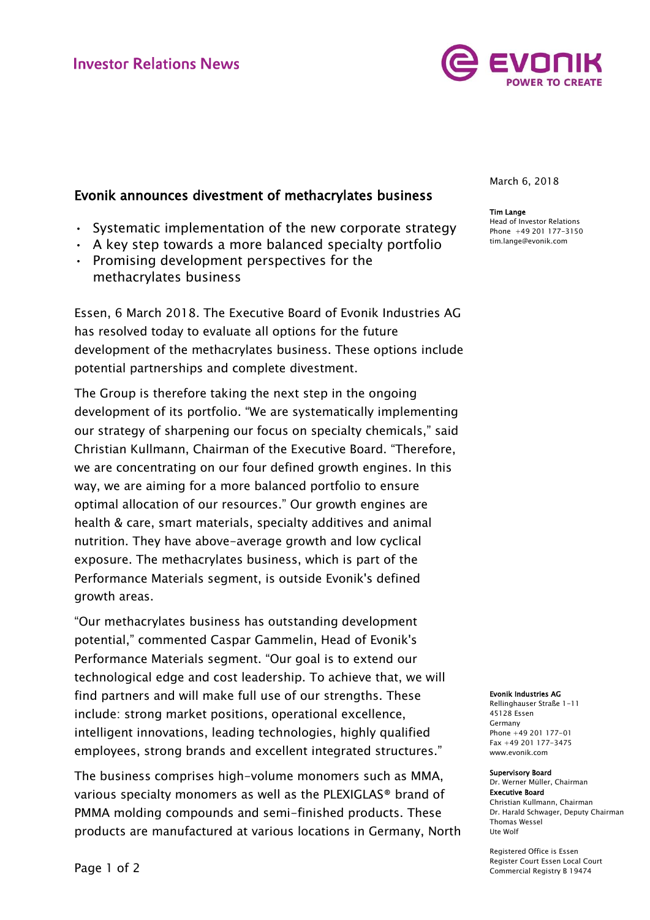Investor Relations News

March 6, 2018

**Tim Lange**
Head of Investor Relations
Phone +49 201 177-3150
tim.lange@evonik.com

# Evonik announces divestment of methacrylates business

- Systematic implementation of the new corporate strategy
- A key step towards a more balanced specialty portfolio
- Promising development perspectives for the methacrylates business

Essen, 6 March 2018. The Executive Board of Evonik Industries AG has resolved today to evaluate all options for the future development of the methacrylates business. These options include potential partnerships and complete divestment.

The Group is therefore taking the next step in the ongoing development of its portfolio. "We are systematically implementing our strategy of sharpening our focus on specialty chemicals," said Christian Kullmann, Chairman of the Executive Board. "Therefore, we are concentrating on our four defined growth engines. In this way, we are aiming for a more balanced portfolio to ensure optimal allocation of our resources." Our growth engines are health & care, smart materials, specialty additives and animal nutrition. They have above-average growth and low cyclical exposure. The methacrylates business, which is part of the Performance Materials segment, is outside Evonik's defined growth areas.

"Our methacrylates business has outstanding development potential," commented Caspar Gammelin, Head of Evonik's Performance Materials segment. "Our goal is to extend our technological edge and cost leadership. To achieve that, we will find partners and will make full use of our strengths. These include: strong market positions, operational excellence, intelligent innovations, leading technologies, highly qualified employees, strong brands and excellent integrated structures."

The business comprises high-volume monomers such as MMA, various specialty monomers as well as the PLEXIGLAS® brand of PMMA molding compounds and semi-finished products. These products are manufactured at various locations in Germany, North

**Evonik Industries AG**
Rellinghauser Straße 1-11
45128 Essen
Germany
Phone +49 201 177-01
Fax +49 201 177-3475
www.evonik.com

**Supervisory Board**
Dr. Werner Müller, Chairman

**Executive Board**
Christian Kullmann, Chairman
Dr. Harald Schwager, Deputy Chairman
Thomas Wessel
Ute Wolf

Registered Office is Essen
Register Court Essen Local Court
Commercial Registry B 19474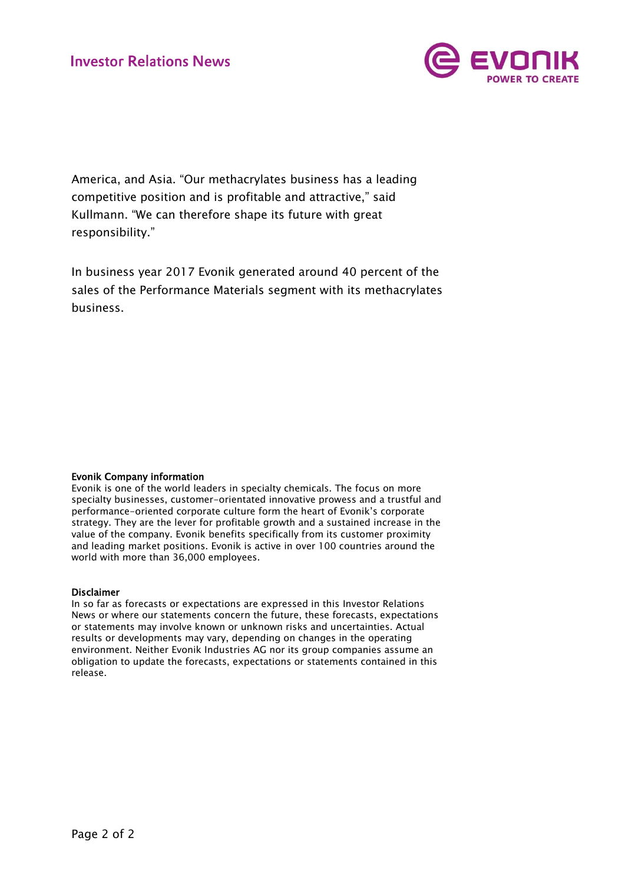America, and Asia. "Our methacrylates business has a leading competitive position and is profitable and attractive," said Kullmann. "We can therefore shape its future with great responsibility."

In business year 2017 Evonik generated around 40 percent of the sales of the Performance Materials segment with its methacrylates business.

**Evonik Company information**
Evonik is one of the world leaders in specialty chemicals. The focus on more specialty businesses, customer-orientated innovative prowess and a trustful and performance-oriented corporate culture form the heart of Evonik's corporate strategy. They are the lever for profitable growth and a sustained increase in the value of the company. Evonik benefits specifically from its customer proximity and leading market positions. Evonik is active in over 100 countries around the world with more than 36,000 employees.

**Disclaimer**
In so far as forecasts or expectations are expressed in this Investor Relations News or where our statements concern the future, these forecasts, expectations or statements may involve known or unknown risks and uncertainties. Actual results or developments may vary, depending on changes in the operating environment. Neither Evonik Industries AG nor its group companies assume an obligation to update the forecasts, expectations or statements contained in this release.